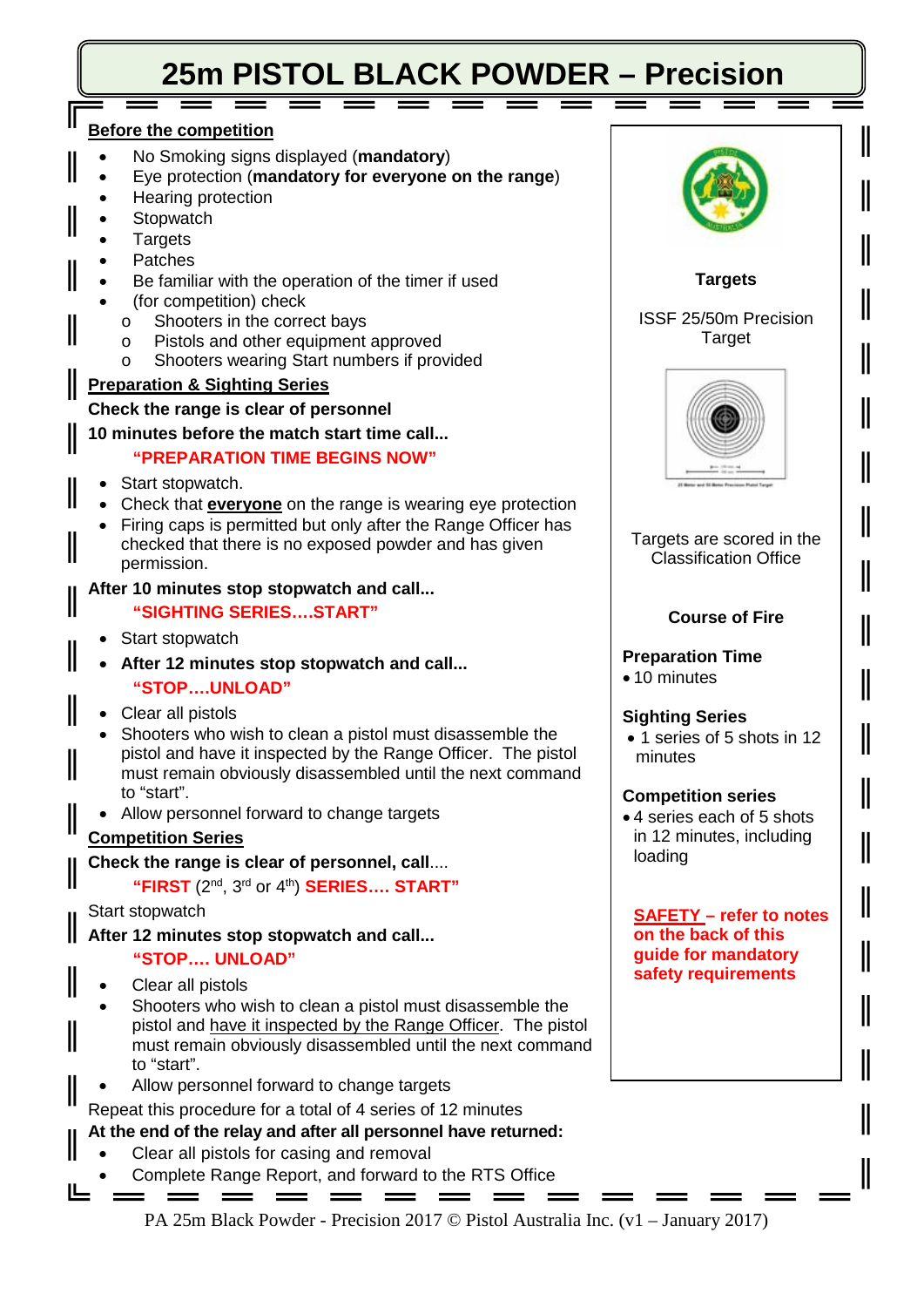# 25m PISTOL BLACK POWDER – Precision

## Before the competition

- No Smoking signs displayed (**mandatory**)
- Eye protection (**mandatory for everyone on the range**)
- Hearing protection
- Stopwatch
- Targets
- Patches
- Be familiar with the operation of the timer if used
- (for competition) check
  - Shooters in the correct bays
  - Pistols and other equipment approved
  - Shooters wearing Start numbers if provided

## Preparation & Sighting Series

**Check the range is clear of personnel**

**10 minutes before the match start time call...**

**"PREPARATION TIME BEGINS NOW"**

- Start stopwatch.
- Check that **everyone** on the range is wearing eye protection
- Firing caps is permitted but only after the Range Officer has checked that there is no exposed powder and has given permission.

**After 10 minutes stop stopwatch and call...**

**"SIGHTING SERIES….START"**

- Start stopwatch
- **After 12 minutes stop stopwatch and call...**

  **"STOP….UNLOAD"**

- Clear all pistols
- Shooters who wish to clean a pistol must disassemble the pistol and have it inspected by the Range Officer. The pistol must remain obviously disassembled until the next command to "start".
- Allow personnel forward to change targets

## Competition Series

**Check the range is clear of personnel, call....**

**"FIRST** (2nd, 3rd or 4th) **SERIES…. START"**

Start stopwatch

**After 12 minutes stop stopwatch and call...**

**"STOP…. UNLOAD"**

- Clear all pistols
- Shooters who wish to clean a pistol must disassemble the pistol and have it inspected by the Range Officer. The pistol must remain obviously disassembled until the next command to "start".
- Allow personnel forward to change targets

Repeat this procedure for a total of 4 series of 12 minutes

**At the end of the relay and after all personnel have returned:**

- Clear all pistols for casing and removal
- Complete Range Report, and forward to the RTS Office

---

**Targets**

ISSF 25/50m Precision Target

Targets are scored in the Classification Office

**Course of Fire**

**Preparation Time**
- 10 minutes

**Sighting Series**
- 1 series of 5 shots in 12 minutes

**Competition series**
- 4 series each of 5 shots in 12 minutes, including loading

**SAFETY – refer to notes on the back of this guide for mandatory safety requirements**

PA 25m Black Powder - Precision 2017 © Pistol Australia Inc. (v1 – January 2017)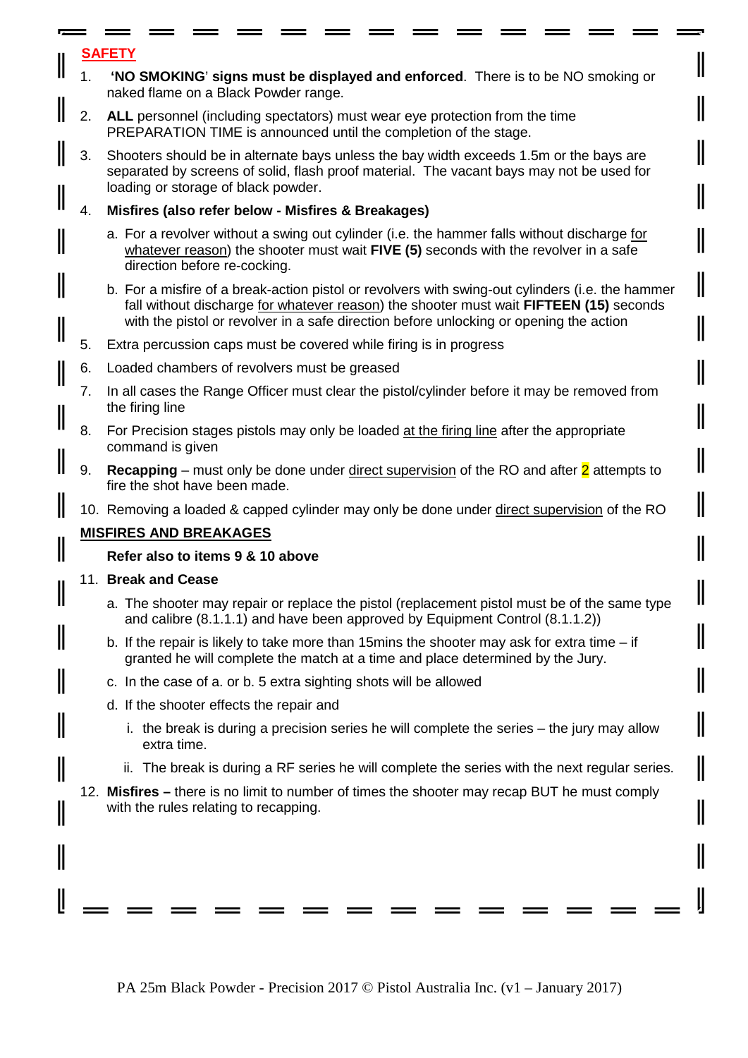## SAFETY

1. **'NO SMOKING' signs must be displayed and enforced**. There is to be NO smoking or naked flame on a Black Powder range.
2. **ALL** personnel (including spectators) must wear eye protection from the time PREPARATION TIME is announced until the completion of the stage.
3. Shooters should be in alternate bays unless the bay width exceeds 1.5m or the bays are separated by screens of solid, flash proof material. The vacant bays may not be used for loading or storage of black powder.
4. **Misfires (also refer below - Misfires & Breakages)**
   a. For a revolver without a swing out cylinder (i.e. the hammer falls without discharge for whatever reason) the shooter must wait **FIVE (5)** seconds with the revolver in a safe direction before re-cocking.
   b. For a misfire of a break-action pistol or revolvers with swing-out cylinders (i.e. the hammer fall without discharge for whatever reason) the shooter must wait **FIFTEEN (15)** seconds with the pistol or revolver in a safe direction before unlocking or opening the action
5. Extra percussion caps must be covered while firing is in progress
6. Loaded chambers of revolvers must be greased
7. In all cases the Range Officer must clear the pistol/cylinder before it may be removed from the firing line
8. For Precision stages pistols may only be loaded at the firing line after the appropriate command is given
9. **Recapping** – must only be done under direct supervision of the RO and after 2 attempts to fire the shot have been made.
10. Removing a loaded & capped cylinder may only be done under direct supervision of the RO

## MISFIRES AND BREAKAGES

**Refer also to items 9 & 10 above**

11. **Break and Cease**
    a. The shooter may repair or replace the pistol (replacement pistol must be of the same type and calibre (8.1.1.1) and have been approved by Equipment Control (8.1.1.2))
    b. If the repair is likely to take more than 15mins the shooter may ask for extra time – if granted he will complete the match at a time and place determined by the Jury.
    c. In the case of a. or b. 5 extra sighting shots will be allowed
    d. If the shooter effects the repair and
       i. the break is during a precision series he will complete the series – the jury may allow extra time.
       ii. The break is during a RF series he will complete the series with the next regular series.
12. **Misfires –** there is no limit to number of times the shooter may recap BUT he must comply with the rules relating to recapping.